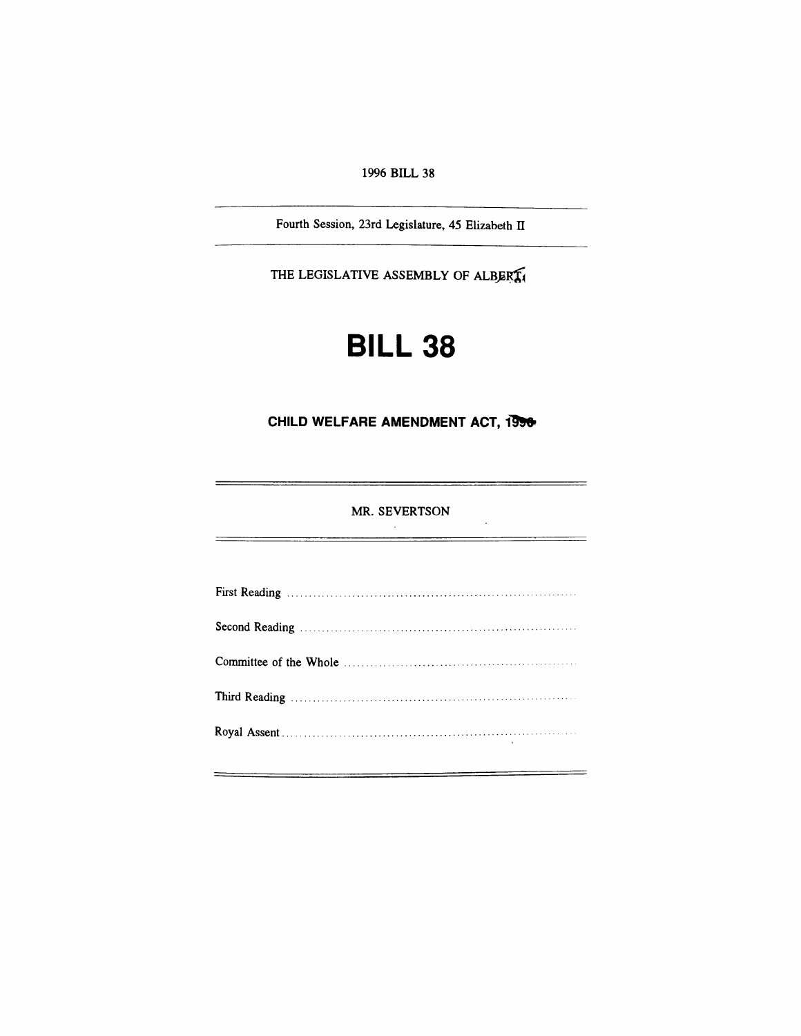1996 BILL 38

Fourth Session, 23rd Legislature, 45 Elizabeth II

THE LEGISLATIVE ASSEMBLY OF ALBERTA

# BILL 38

## CHILD WELFARE AMENDMENT ACT, 1996

MR. SEVERTSON

First Reading ..................................................................

Second Reading ..................................................................

Committee of the Whole ..................................................................

Third Reading ..................................................................

Royal Assent ..................................................................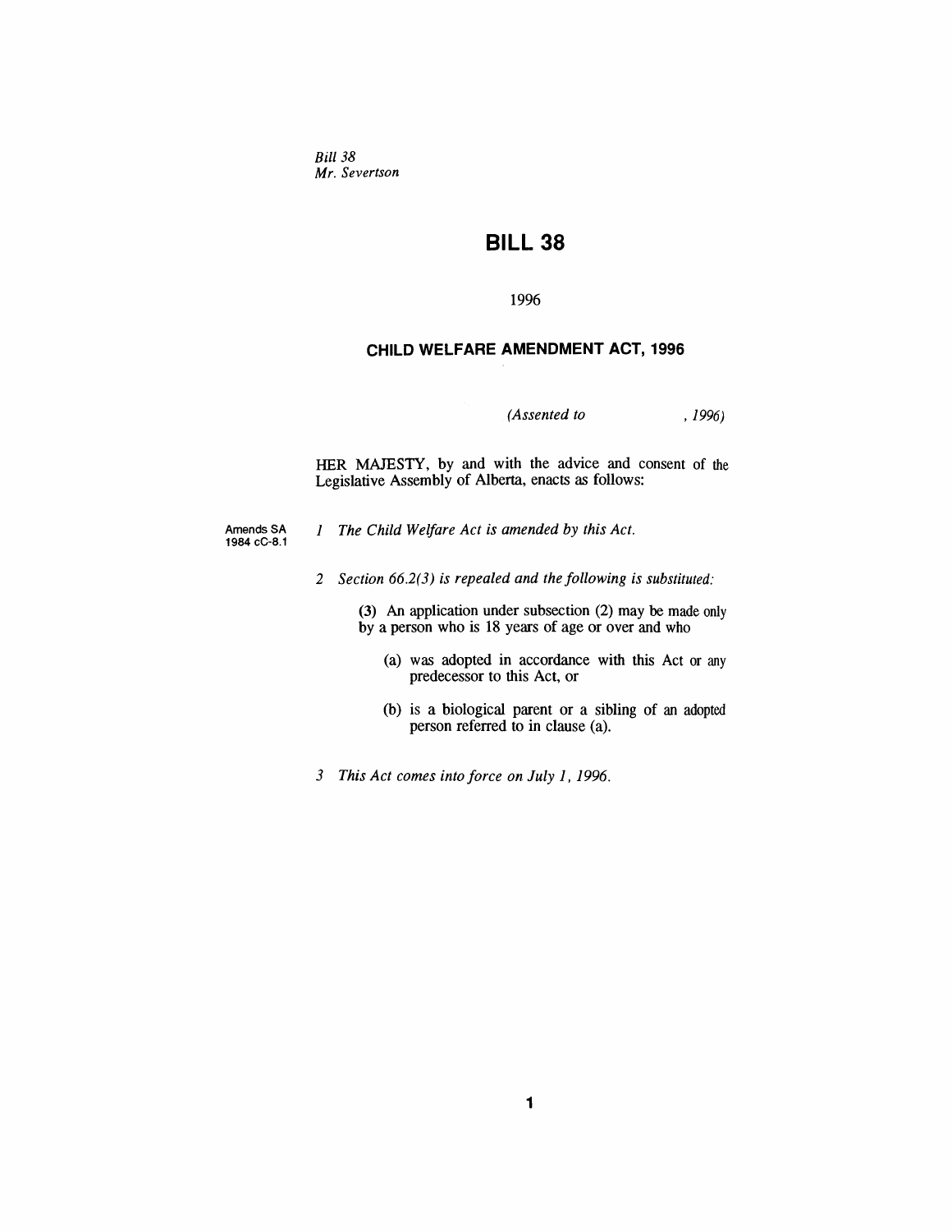*Bill 38*
*Mr. Severtson*

# BILL 38

1996

## CHILD WELFARE AMENDMENT ACT, 1996

*(Assented to , 1996)*

HER MAJESTY, by and with the advice and consent of the Legislative Assembly of Alberta, enacts as follows:

Amends SA 1984 cC-8.1

*1 The Child Welfare Act is amended by this Act.*

*2 Section 66.2(3) is repealed and the following is substituted:*

**(3)** An application under subsection (2) may be made only by a person who is 18 years of age or over and who

(a) was adopted in accordance with this Act or any predecessor to this Act, or

(b) is a biological parent or a sibling of an adopted person referred to in clause (a).

*3 This Act comes into force on July 1, 1996.*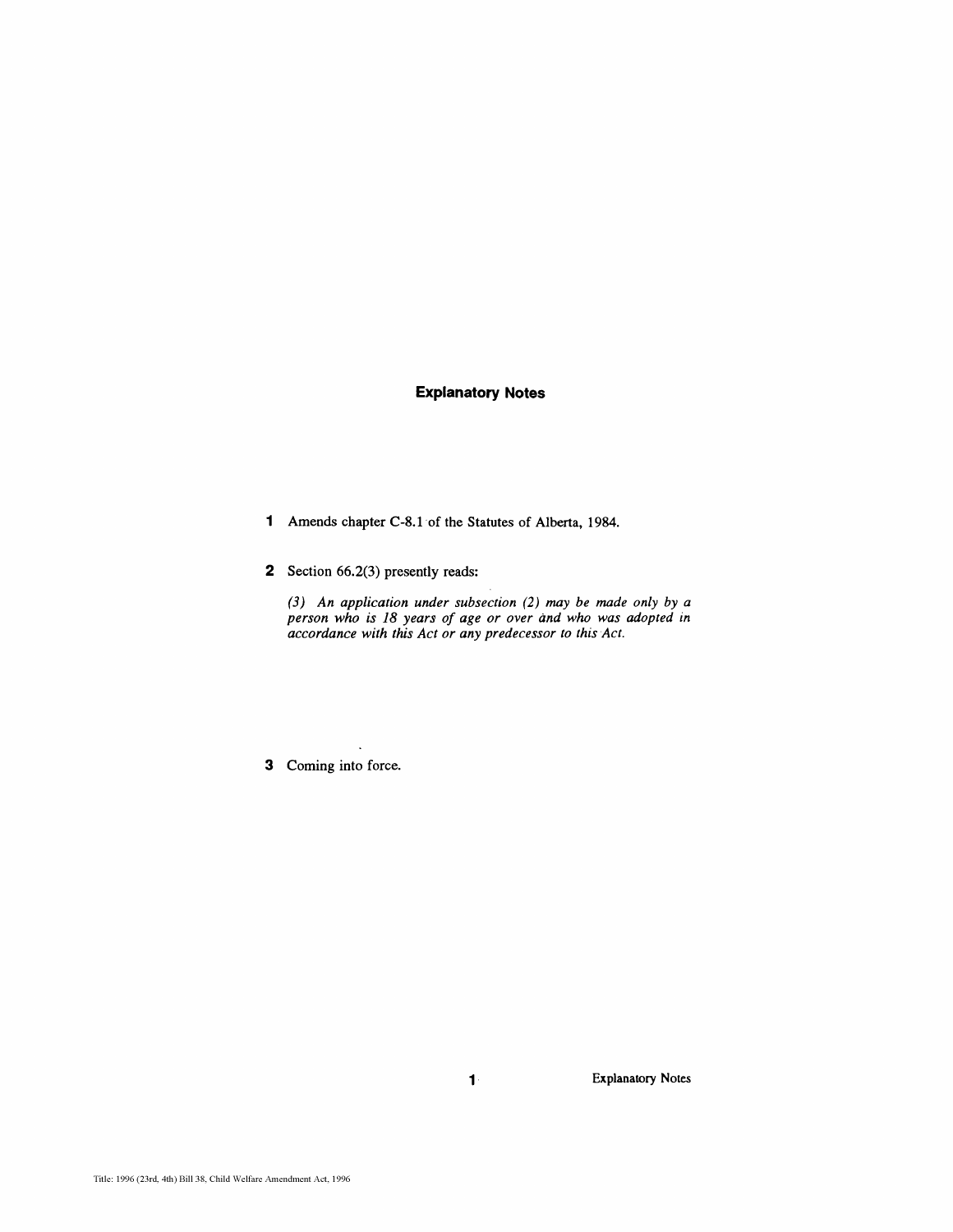## Explanatory Notes

**1** Amends chapter C-8.1 of the Statutes of Alberta, 1984.

**2** Section 66.2(3) presently reads:

> *(3) An application under subsection (2) may be made only by a person who is 18 years of age or over and who was adopted in accordance with this Act or any predecessor to this Act.*

**3** Coming into force.